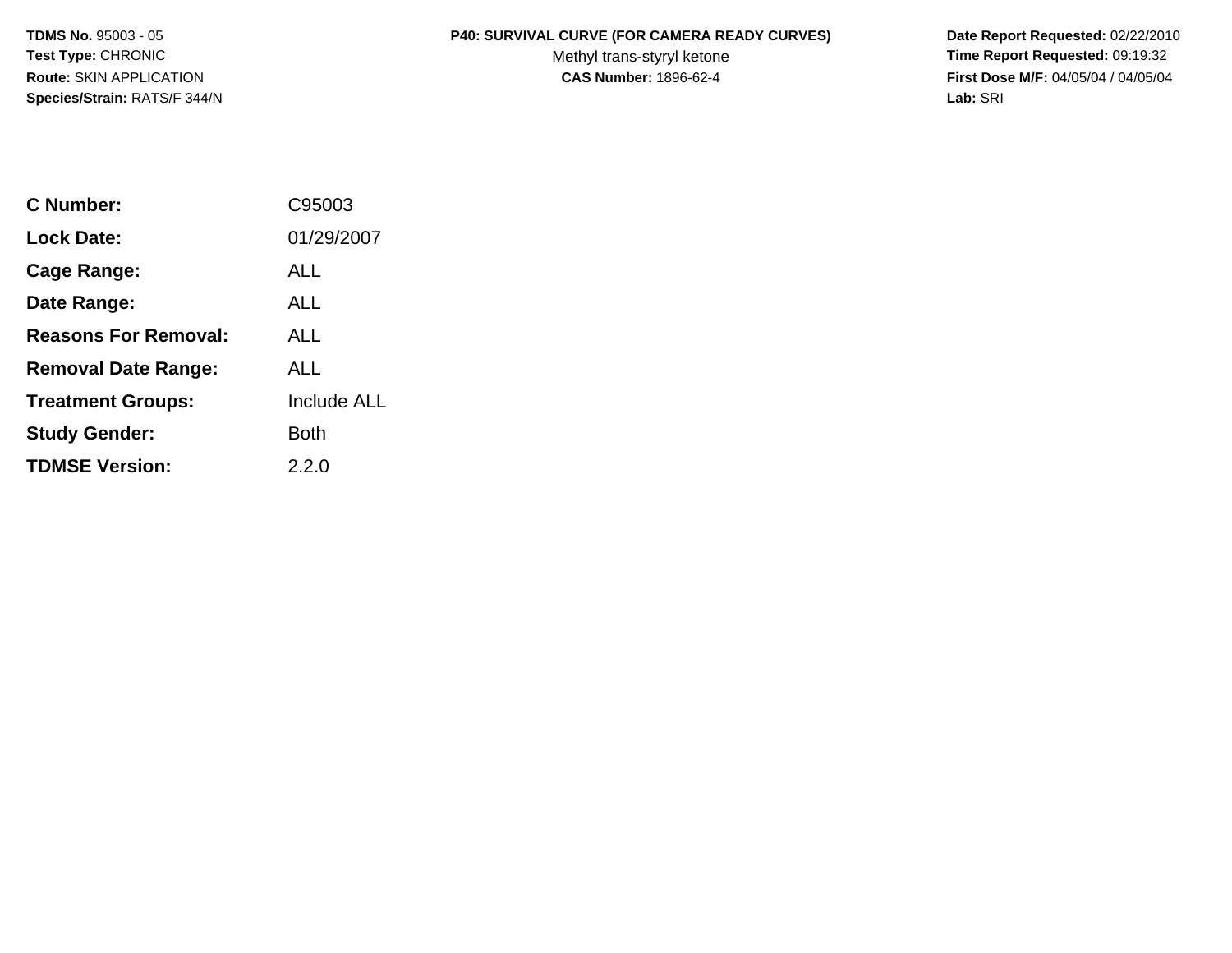**TDMS No.** 95003 - 05
**Test Type:** CHRONIC
**Route:** SKIN APPLICATION
**Species/Strain:** RATS/F 344/N

**P40: SURVIVAL CURVE (FOR CAMERA READY CURVES)**
Methyl trans-styryl ketone
**CAS Number:** 1896-62-4

**Date Report Requested:** 02/22/2010
**Time Report Requested:** 09:19:32
**First Dose M/F:** 04/05/04 / 04/05/04
**Lab:** SRI

| | |
|---|---|
| **C Number:** | C95003 |
| **Lock Date:** | 01/29/2007 |
| **Cage Range:** | ALL |
| **Date Range:** | ALL |
| **Reasons For Removal:** | ALL |
| **Removal Date Range:** | ALL |
| **Treatment Groups:** | Include ALL |
| **Study Gender:** | Both |
| **TDMSE Version:** | 2.2.0 |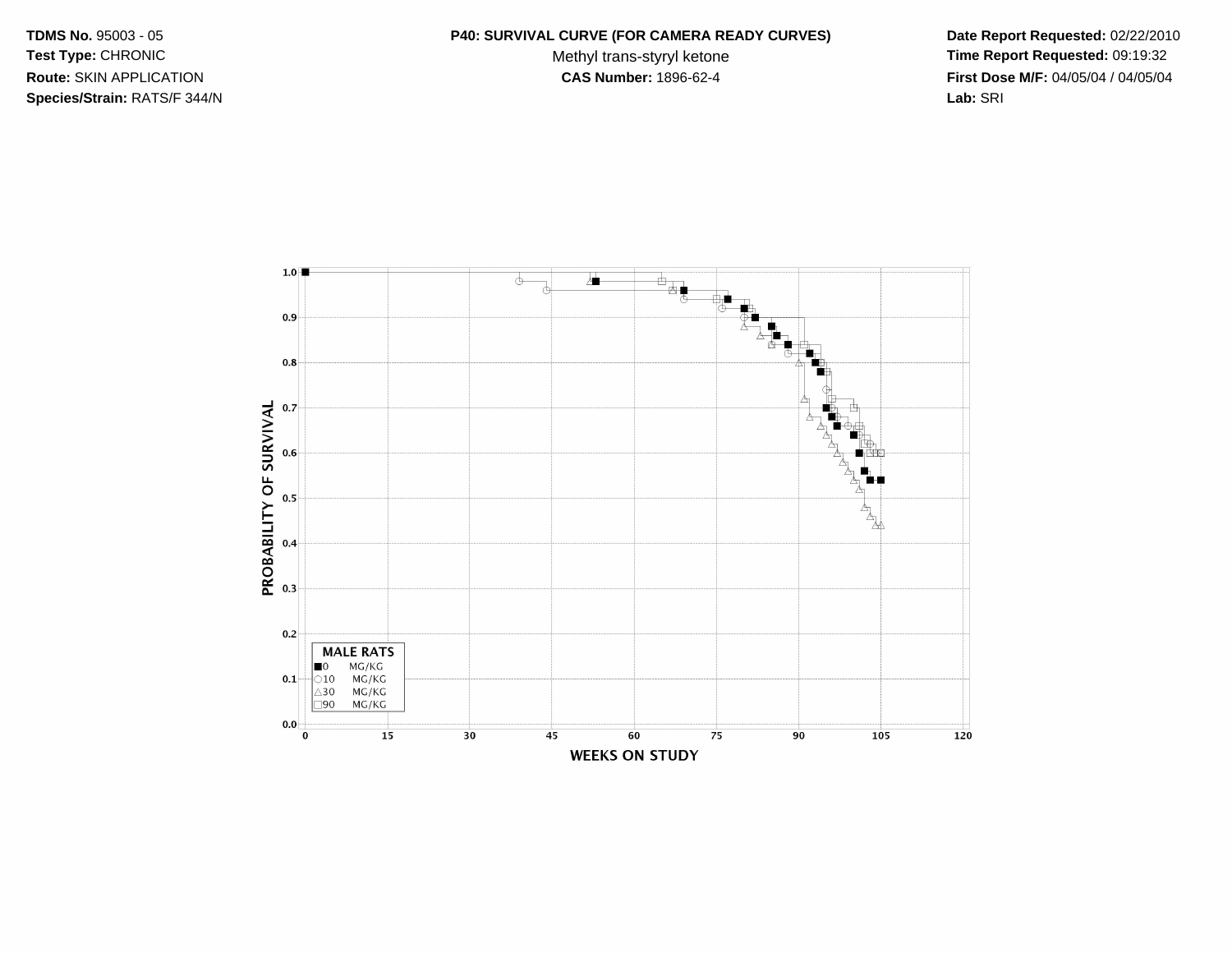**TDMS No.** 95003 - 05
**Test Type:** CHRONIC
**Route:** SKIN APPLICATION
**Species/Strain:** RATS/F 344/N

**P40: SURVIVAL CURVE (FOR CAMERA READY CURVES)**
Methyl trans-styryl ketone
**CAS Number:** 1896-62-4

**Date Report Requested:** 02/22/2010
**Time Report Requested:** 09:19:32
**First Dose M/F:** 04/05/04 / 04/05/04
**Lab:** SRI

PROBABILITY OF SURVIVAL

1.0, 0.9, 0.8, 0.7, 0.6, 0.5, 0.4, 0.3, 0.2, 0.1, 0.0

**MALE RATS**
■0 MG/KG
○10 MG/KG
△30 MG/KG
□90 MG/KG

0, 15, 30, 45, 60, 75, 90, 105, 120

WEEKS ON STUDY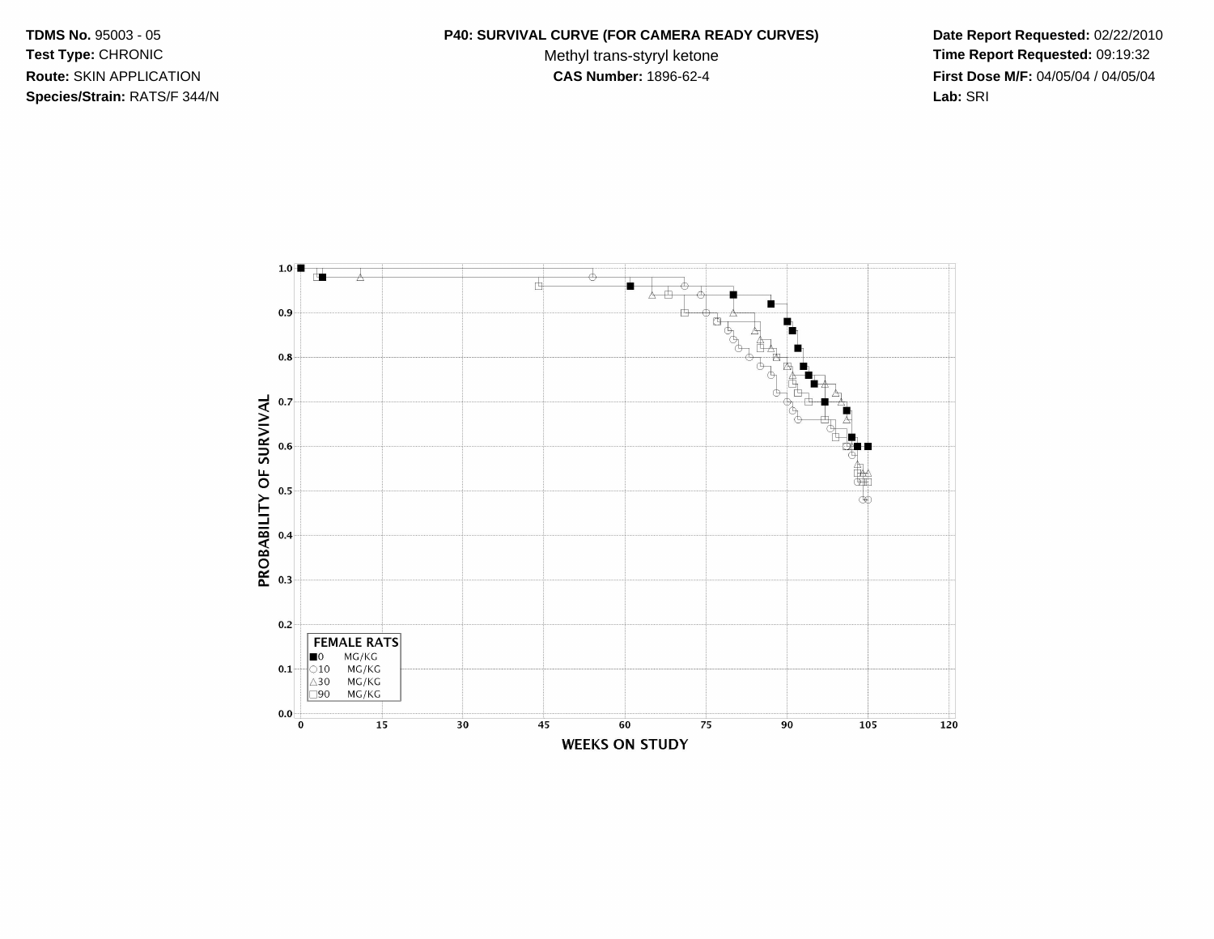**TDMS No.** 95003 - 05
**Test Type:** CHRONIC
**Route:** SKIN APPLICATION
**Species/Strain:** RATS/F 344/N

**P40: SURVIVAL CURVE (FOR CAMERA READY CURVES)**
Methyl trans-styryl ketone
**CAS Number:** 1896-62-4

**Date Report Requested:** 02/22/2010
**Time Report Requested:** 09:19:32
**First Dose M/F:** 04/05/04 / 04/05/04
**Lab:** SRI

PROBABILITY OF SURVIVAL

1.0
0.9
0.8
0.7
0.6
0.5
0.4
0.3
0.2
0.1
0.0

0 15 30 45 60 75 90 105 120

WEEKS ON STUDY

FEMALE RATS
■0 MG/KG
○10 MG/KG
△30 MG/KG
□90 MG/KG